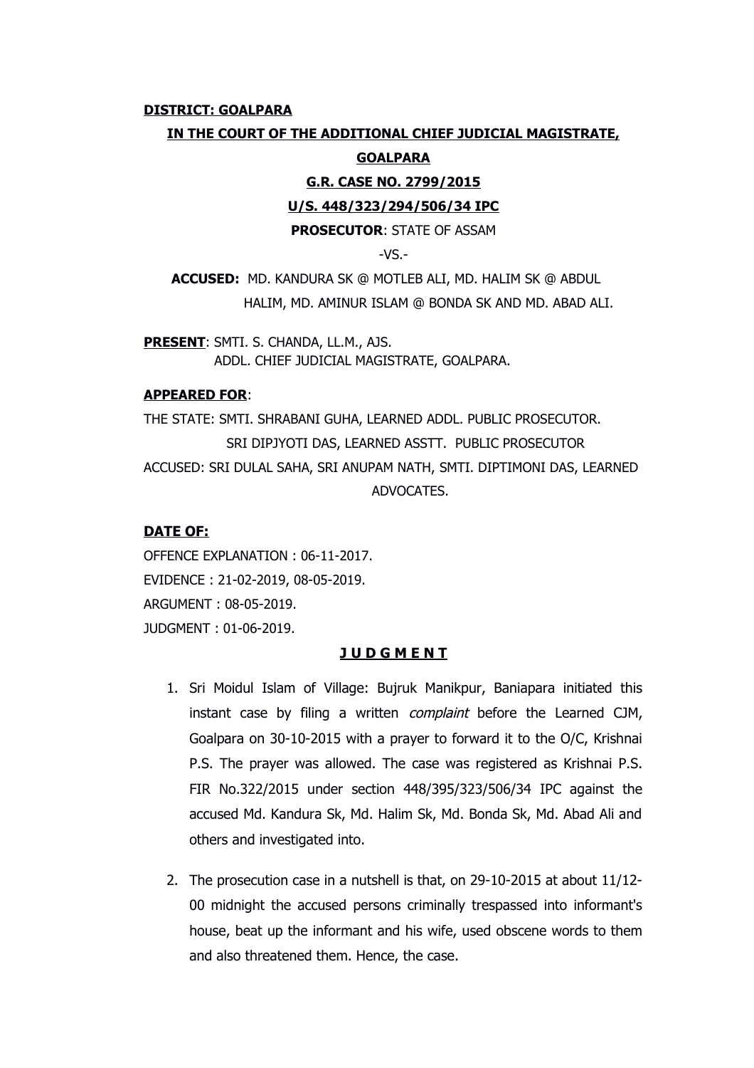**DISTRICT: GOALPARA**

**IN THE COURT OF THE ADDITIONAL CHIEF JUDICIAL MAGISTRATE, GOALPARA**

**G.R. CASE NO. 2799/2015**

**U/S. 448/323/294/506/34 IPC**

**PROSECUTOR**: STATE OF ASSAM

-VS.-

**ACCUSED:** MD. KANDURA SK @ MOTLEB ALI, MD. HALIM SK @ ABDUL HALIM, MD. AMINUR ISLAM @ BONDA SK AND MD. ABAD ALI.

**PRESENT**: SMTI. S. CHANDA, LL.M., AJS.
ADDL. CHIEF JUDICIAL MAGISTRATE, GOALPARA.

**APPEARED FOR**:

THE STATE: SMTI. SHRABANI GUHA, LEARNED ADDL. PUBLIC PROSECUTOR.
SRI DIPJYOTI DAS, LEARNED ASSTT. PUBLIC PROSECUTOR

ACCUSED: SRI DULAL SAHA, SRI ANUPAM NATH, SMTI. DIPTIMONI DAS, LEARNED ADVOCATES.

**DATE OF:**

OFFENCE EXPLANATION : 06-11-2017.

EVIDENCE : 21-02-2019, 08-05-2019.

ARGUMENT : 08-05-2019.

JUDGMENT : 01-06-2019.

**J U D G M E N T**

1. Sri Moidul Islam of Village: Bujruk Manikpur, Baniapara initiated this instant case by filing a written *complaint* before the Learned CJM, Goalpara on 30-10-2015 with a prayer to forward it to the O/C, Krishnai P.S. The prayer was allowed. The case was registered as Krishnai P.S. FIR No.322/2015 under section 448/395/323/506/34 IPC against the accused Md. Kandura Sk, Md. Halim Sk, Md. Bonda Sk, Md. Abad Ali and others and investigated into.

2. The prosecution case in a nutshell is that, on 29-10-2015 at about 11/12-00 midnight the accused persons criminally trespassed into informant's house, beat up the informant and his wife, used obscene words to them and also threatened them. Hence, the case.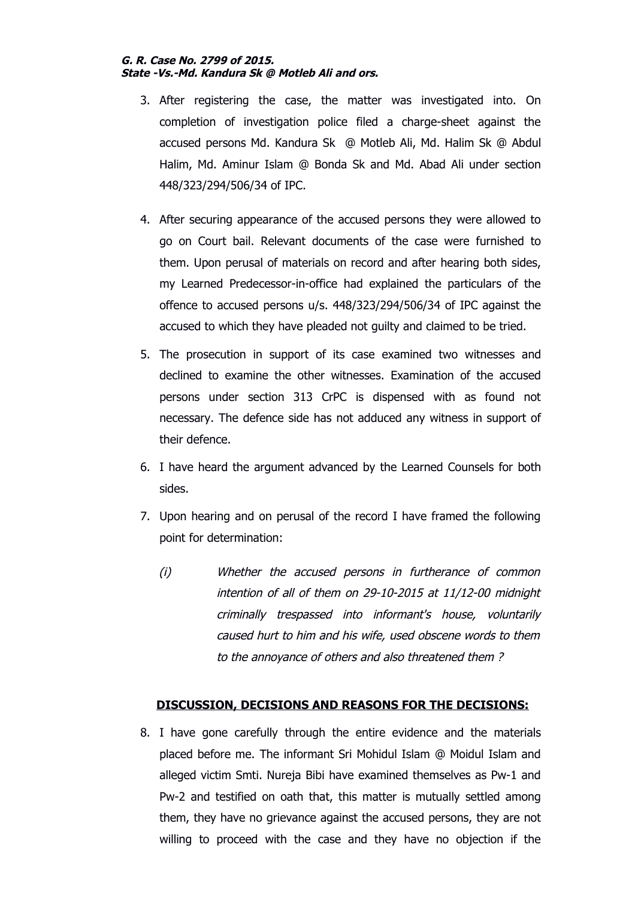3. After registering the case, the matter was investigated into. On completion of investigation police filed a charge-sheet against the accused persons Md. Kandura Sk @ Motleb Ali, Md. Halim Sk @ Abdul Halim, Md. Aminur Islam @ Bonda Sk and Md. Abad Ali under section 448/323/294/506/34 of IPC.

4. After securing appearance of the accused persons they were allowed to go on Court bail. Relevant documents of the case were furnished to them. Upon perusal of materials on record and after hearing both sides, my Learned Predecessor-in-office had explained the particulars of the offence to accused persons u/s. 448/323/294/506/34 of IPC against the accused to which they have pleaded not guilty and claimed to be tried.

5. The prosecution in support of its case examined two witnesses and declined to examine the other witnesses. Examination of the accused persons under section 313 CrPC is dispensed with as found not necessary. The defence side has not adduced any witness in support of their defence.

6. I have heard the argument advanced by the Learned Counsels for both sides.

7. Upon hearing and on perusal of the record I have framed the following point for determination:

   (i) *Whether the accused persons in furtherance of common intention of all of them on 29-10-2015 at 11/12-00 midnight criminally trespassed into informant's house, voluntarily caused hurt to him and his wife, used obscene words to them to the annoyance of others and also threatened them ?*

**<u>DISCUSSION, DECISIONS AND REASONS FOR THE DECISIONS:</u>**

8. I have gone carefully through the entire evidence and the materials placed before me. The informant Sri Mohidul Islam @ Moidul Islam and alleged victim Smti. Nureja Bibi have examined themselves as Pw-1 and Pw-2 and testified on oath that, this matter is mutually settled among them, they have no grievance against the accused persons, they are not willing to proceed with the case and they have no objection if the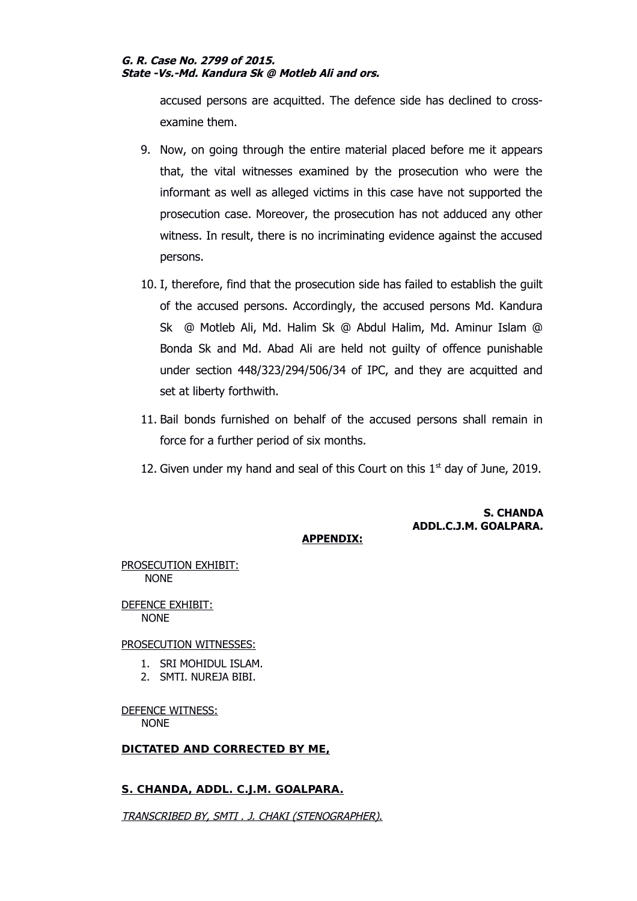accused persons are acquitted. The defence side has declined to cross-examine them.

9. Now, on going through the entire material placed before me it appears that, the vital witnesses examined by the prosecution who were the informant as well as alleged victims in this case have not supported the prosecution case. Moreover, the prosecution has not adduced any other witness. In result, there is no incriminating evidence against the accused persons.

10. I, therefore, find that the prosecution side has failed to establish the guilt of the accused persons. Accordingly, the accused persons Md. Kandura Sk @ Motleb Ali, Md. Halim Sk @ Abdul Halim, Md. Aminur Islam @ Bonda Sk and Md. Abad Ali are held not guilty of offence punishable under section 448/323/294/506/34 of IPC, and they are acquitted and set at liberty forthwith.

11. Bail bonds furnished on behalf of the accused persons shall remain in force for a further period of six months.

12. Given under my hand and seal of this Court on this 1st day of June, 2019.

**S. CHANDA**
**ADDL.C.J.M. GOALPARA.**

**APPENDIX:**

PROSECUTION EXHIBIT:
NONE

DEFENCE EXHIBIT:
NONE

PROSECUTION WITNESSES:

1. SRI MOHIDUL ISLAM.
2. SMTI. NUREJA BIBI.

DEFENCE WITNESS:
NONE

**DICTATED AND CORRECTED BY ME,**

**S. CHANDA, ADDL. C.J.M. GOALPARA.**

*TRANSCRIBED BY, SMTI . J. CHAKI (STENOGRAPHER).*